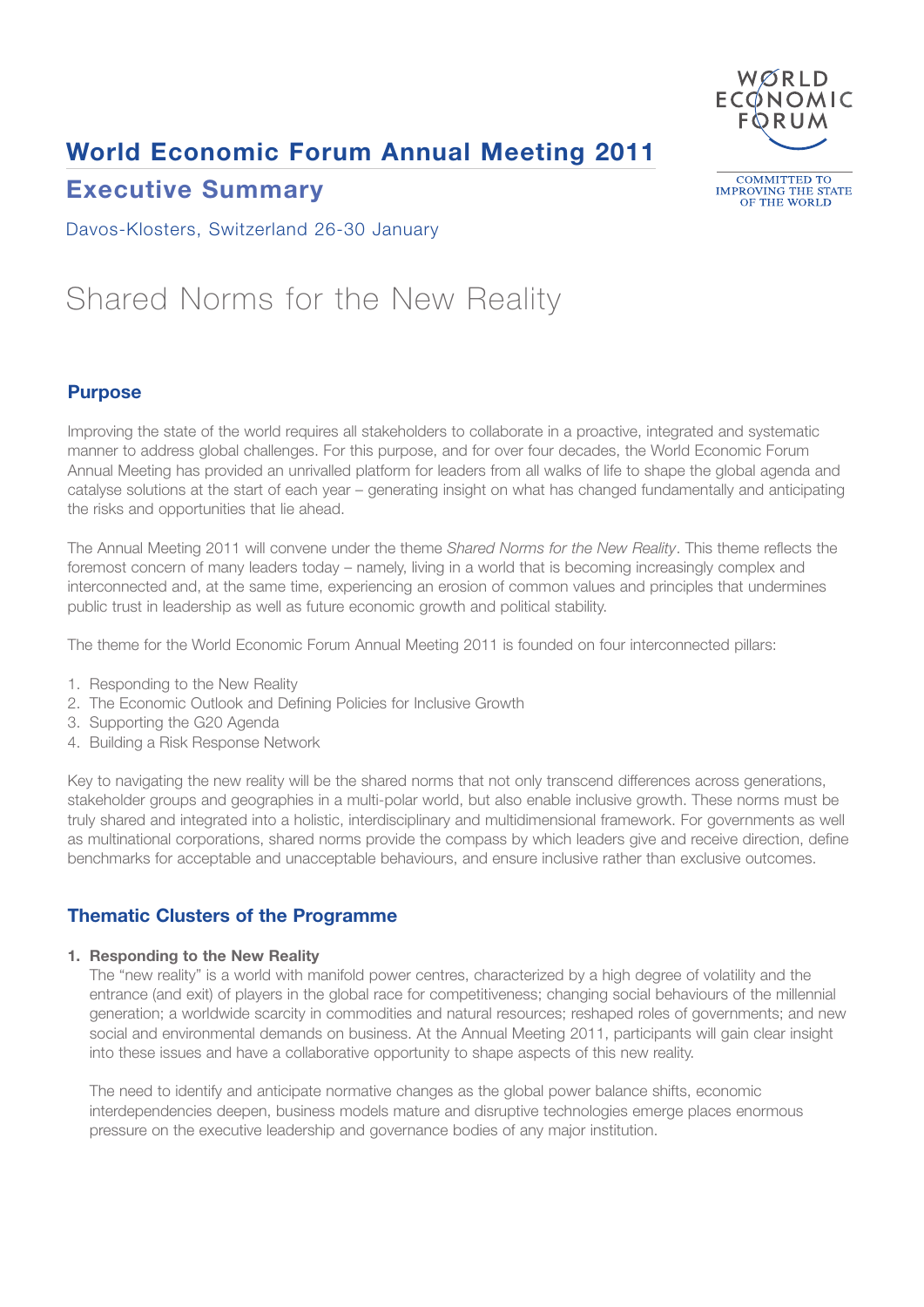# World Economic Forum Annual Meeting 2011

## Executive Summary

Davos-Klosters, Switzerland 26-30 January

# Shared Norms for the New Reality

## Purpose

Improving the state of the world requires all stakeholders to collaborate in a proactive, integrated and systematic manner to address global challenges. For this purpose, and for over four decades, the World Economic Forum Annual Meeting has provided an unrivalled platform for leaders from all walks of life to shape the global agenda and catalyse solutions at the start of each year – generating insight on what has changed fundamentally and anticipating the risks and opportunities that lie ahead.

The Annual Meeting 2011 will convene under the theme *Shared Norms for the New Reality*. This theme reflects the foremost concern of many leaders today – namely, living in a world that is becoming increasingly complex and interconnected and, at the same time, experiencing an erosion of common values and principles that undermines public trust in leadership as well as future economic growth and political stability.

The theme for the World Economic Forum Annual Meeting 2011 is founded on four interconnected pillars:

1. Responding to the New Reality
2. The Economic Outlook and Defining Policies for Inclusive Growth
3. Supporting the G20 Agenda
4. Building a Risk Response Network

Key to navigating the new reality will be the shared norms that not only transcend differences across generations, stakeholder groups and geographies in a multi-polar world, but also enable inclusive growth. These norms must be truly shared and integrated into a holistic, interdisciplinary and multidimensional framework. For governments as well as multinational corporations, shared norms provide the compass by which leaders give and receive direction, define benchmarks for acceptable and unacceptable behaviours, and ensure inclusive rather than exclusive outcomes.

## Thematic Clusters of the Programme

**1. Responding to the New Reality**

The "new reality" is a world with manifold power centres, characterized by a high degree of volatility and the entrance (and exit) of players in the global race for competitiveness; changing social behaviours of the millennial generation; a worldwide scarcity in commodities and natural resources; reshaped roles of governments; and new social and environmental demands on business. At the Annual Meeting 2011, participants will gain clear insight into these issues and have a collaborative opportunity to shape aspects of this new reality.

The need to identify and anticipate normative changes as the global power balance shifts, economic interdependencies deepen, business models mature and disruptive technologies emerge places enormous pressure on the executive leadership and governance bodies of any major institution.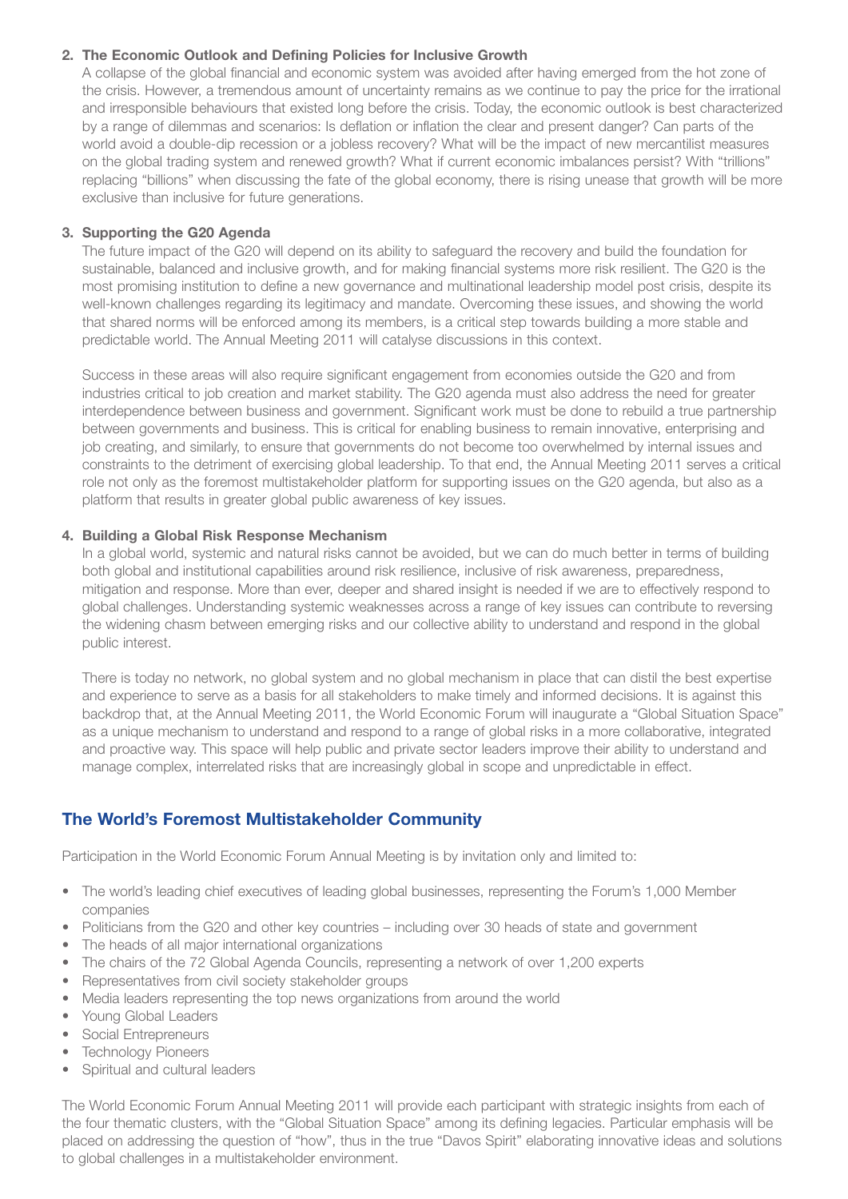2. **The Economic Outlook and Defining Policies for Inclusive Growth**

   A collapse of the global financial and economic system was avoided after having emerged from the hot zone of the crisis. However, a tremendous amount of uncertainty remains as we continue to pay the price for the irrational and irresponsible behaviours that existed long before the crisis. Today, the economic outlook is best characterized by a range of dilemmas and scenarios: Is deflation or inflation the clear and present danger? Can parts of the world avoid a double-dip recession or a jobless recovery? What will be the impact of new mercantilist measures on the global trading system and renewed growth? What if current economic imbalances persist? With "trillions" replacing "billions" when discussing the fate of the global economy, there is rising unease that growth will be more exclusive than inclusive for future generations.

3. **Supporting the G20 Agenda**

   The future impact of the G20 will depend on its ability to safeguard the recovery and build the foundation for sustainable, balanced and inclusive growth, and for making financial systems more risk resilient. The G20 is the most promising institution to define a new governance and multinational leadership model post crisis, despite its well-known challenges regarding its legitimacy and mandate. Overcoming these issues, and showing the world that shared norms will be enforced among its members, is a critical step towards building a more stable and predictable world. The Annual Meeting 2011 will catalyse discussions in this context.

   Success in these areas will also require significant engagement from economies outside the G20 and from industries critical to job creation and market stability. The G20 agenda must also address the need for greater interdependence between business and government. Significant work must be done to rebuild a true partnership between governments and business. This is critical for enabling business to remain innovative, enterprising and job creating, and similarly, to ensure that governments do not become too overwhelmed by internal issues and constraints to the detriment of exercising global leadership. To that end, the Annual Meeting 2011 serves a critical role not only as the foremost multistakeholder platform for supporting issues on the G20 agenda, but also as a platform that results in greater global public awareness of key issues.

4. **Building a Global Risk Response Mechanism**

   In a global world, systemic and natural risks cannot be avoided, but we can do much better in terms of building both global and institutional capabilities around risk resilience, inclusive of risk awareness, preparedness, mitigation and response. More than ever, deeper and shared insight is needed if we are to effectively respond to global challenges. Understanding systemic weaknesses across a range of key issues can contribute to reversing the widening chasm between emerging risks and our collective ability to understand and respond in the global public interest.

   There is today no network, no global system and no global mechanism in place that can distil the best expertise and experience to serve as a basis for all stakeholders to make timely and informed decisions. It is against this backdrop that, at the Annual Meeting 2011, the World Economic Forum will inaugurate a "Global Situation Space" as a unique mechanism to understand and respond to a range of global risks in a more collaborative, integrated and proactive way. This space will help public and private sector leaders improve their ability to understand and manage complex, interrelated risks that are increasingly global in scope and unpredictable in effect.

## The World's Foremost Multistakeholder Community

Participation in the World Economic Forum Annual Meeting is by invitation only and limited to:

- The world's leading chief executives of leading global businesses, representing the Forum's 1,000 Member companies
- Politicians from the G20 and other key countries – including over 30 heads of state and government
- The heads of all major international organizations
- The chairs of the 72 Global Agenda Councils, representing a network of over 1,200 experts
- Representatives from civil society stakeholder groups
- Media leaders representing the top news organizations from around the world
- Young Global Leaders
- Social Entrepreneurs
- Technology Pioneers
- Spiritual and cultural leaders

The World Economic Forum Annual Meeting 2011 will provide each participant with strategic insights from each of the four thematic clusters, with the "Global Situation Space" among its defining legacies. Particular emphasis will be placed on addressing the question of "how", thus in the true "Davos Spirit" elaborating innovative ideas and solutions to global challenges in a multistakeholder environment.